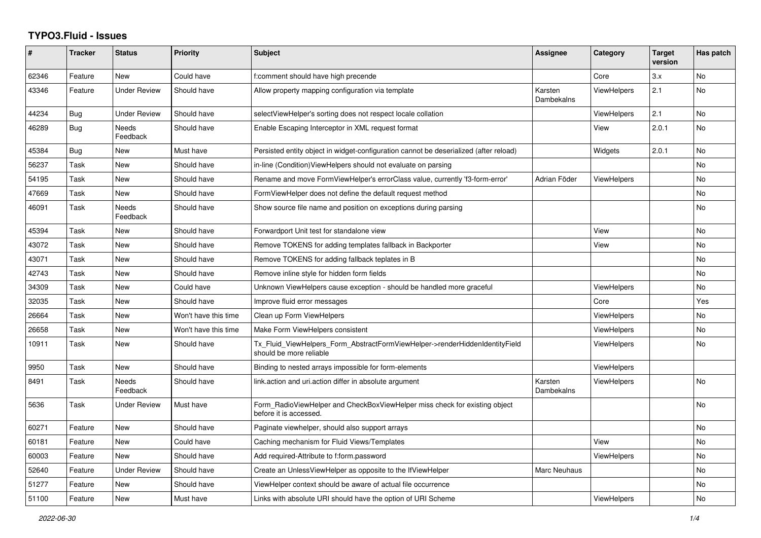# TYPO3.Fluid - Issues

| # | Tracker | Status | Priority | Subject | Assignee | Category | Target version | Has patch |
|---|---|---|---|---|---|---|---|---|
| 62346 | Feature | New | Could have | f:comment should have high precende | | Core | 3.x | No |
| 43346 | Feature | Under Review | Should have | Allow property mapping configuration via template | Karsten Dambekalns | ViewHelpers | 2.1 | No |
| 44234 | Bug | Under Review | Should have | selectViewHelper's sorting does not respect locale collation | | ViewHelpers | 2.1 | No |
| 46289 | Bug | Needs Feedback | Should have | Enable Escaping Interceptor in XML request format | | View | 2.0.1 | No |
| 45384 | Bug | New | Must have | Persisted entity object in widget-configuration cannot be deserialized (after reload) | | Widgets | 2.0.1 | No |
| 56237 | Task | New | Should have | in-line (Condition)ViewHelpers should not evaluate on parsing | | | | No |
| 54195 | Task | New | Should have | Rename and move FormViewHelper's errorClass value, currently 'f3-form-error' | Adrian Föder | ViewHelpers | | No |
| 47669 | Task | New | Should have | FormViewHelper does not define the default request method | | | | No |
| 46091 | Task | Needs Feedback | Should have | Show source file name and position on exceptions during parsing | | | | No |
| 45394 | Task | New | Should have | Forwardport Unit test for standalone view | | View | | No |
| 43072 | Task | New | Should have | Remove TOKENS for adding templates fallback in Backporter | | View | | No |
| 43071 | Task | New | Should have | Remove TOKENS for adding fallback teplates in B | | | | No |
| 42743 | Task | New | Should have | Remove inline style for hidden form fields | | | | No |
| 34309 | Task | New | Could have | Unknown ViewHelpers cause exception - should be handled more graceful | | ViewHelpers | | No |
| 32035 | Task | New | Should have | Improve fluid error messages | | Core | | Yes |
| 26664 | Task | New | Won't have this time | Clean up Form ViewHelpers | | ViewHelpers | | No |
| 26658 | Task | New | Won't have this time | Make Form ViewHelpers consistent | | ViewHelpers | | No |
| 10911 | Task | New | Should have | Tx_Fluid_ViewHelpers_Form_AbstractFormViewHelper->renderHiddenIdentityField should be more reliable | | ViewHelpers | | No |
| 9950 | Task | New | Should have | Binding to nested arrays impossible for form-elements | | ViewHelpers | | |
| 8491 | Task | Needs Feedback | Should have | link.action and uri.action differ in absolute argument | Karsten Dambekalns | ViewHelpers | | No |
| 5636 | Task | Under Review | Must have | Form_RadioViewHelper and CheckBoxViewHelper miss check for existing object before it is accessed. | | | | No |
| 60271 | Feature | New | Should have | Paginate viewhelper, should also support arrays | | | | No |
| 60181 | Feature | New | Could have | Caching mechanism for Fluid Views/Templates | | View | | No |
| 60003 | Feature | New | Should have | Add required-Attribute to f:form.password | | ViewHelpers | | No |
| 52640 | Feature | Under Review | Should have | Create an UnlessViewHelper as opposite to the IfViewHelper | Marc Neuhaus | | | No |
| 51277 | Feature | New | Should have | ViewHelper context should be aware of actual file occurrence | | | | No |
| 51100 | Feature | New | Must have | Links with absolute URI should have the option of URI Scheme | | ViewHelpers | | No |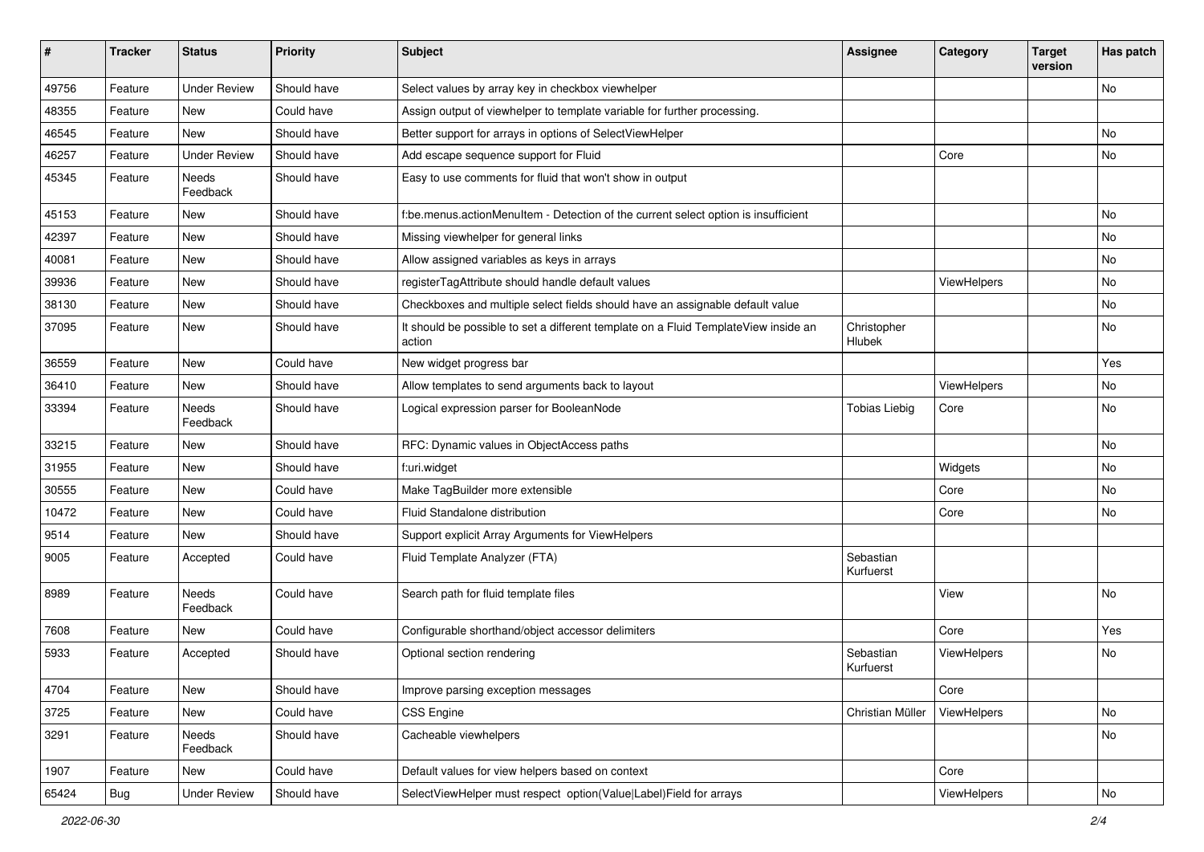| # | Tracker | Status | Priority | Subject | Assignee | Category | Target version | Has patch |
|---|---|---|---|---|---|---|---|---|
| 49756 | Feature | Under Review | Should have | Select values by array key in checkbox viewhelper | | | | No |
| 48355 | Feature | New | Could have | Assign output of viewhelper to template variable for further processing. | | | | |
| 46545 | Feature | New | Should have | Better support for arrays in options of SelectViewHelper | | | | No |
| 46257 | Feature | Under Review | Should have | Add escape sequence support for Fluid | | Core | | No |
| 45345 | Feature | Needs Feedback | Should have | Easy to use comments for fluid that won't show in output | | | | |
| 45153 | Feature | New | Should have | f:be.menus.actionMenuItem - Detection of the current select option is insufficient | | | | No |
| 42397 | Feature | New | Should have | Missing viewhelper for general links | | | | No |
| 40081 | Feature | New | Should have | Allow assigned variables as keys in arrays | | | | No |
| 39936 | Feature | New | Should have | registerTagAttribute should handle default values | | ViewHelpers | | No |
| 38130 | Feature | New | Should have | Checkboxes and multiple select fields should have an assignable default value | | | | No |
| 37095 | Feature | New | Should have | It should be possible to set a different template on a Fluid TemplateView inside an action | Christopher Hlubek | | | No |
| 36559 | Feature | New | Could have | New widget progress bar | | | | Yes |
| 36410 | Feature | New | Should have | Allow templates to send arguments back to layout | | ViewHelpers | | No |
| 33394 | Feature | Needs Feedback | Should have | Logical expression parser for BooleanNode | Tobias Liebig | Core | | No |
| 33215 | Feature | New | Should have | RFC: Dynamic values in ObjectAccess paths | | | | No |
| 31955 | Feature | New | Should have | f:uri.widget | | Widgets | | No |
| 30555 | Feature | New | Could have | Make TagBuilder more extensible | | Core | | No |
| 10472 | Feature | New | Could have | Fluid Standalone distribution | | Core | | No |
| 9514 | Feature | New | Should have | Support explicit Array Arguments for ViewHelpers | | | | |
| 9005 | Feature | Accepted | Could have | Fluid Template Analyzer (FTA) | Sebastian Kurfuerst | | | |
| 8989 | Feature | Needs Feedback | Could have | Search path for fluid template files | | View | | No |
| 7608 | Feature | New | Could have | Configurable shorthand/object accessor delimiters | | Core | | Yes |
| 5933 | Feature | Accepted | Should have | Optional section rendering | Sebastian Kurfuerst | ViewHelpers | | No |
| 4704 | Feature | New | Should have | Improve parsing exception messages | | Core | | |
| 3725 | Feature | New | Could have | CSS Engine | Christian Müller | ViewHelpers | | No |
| 3291 | Feature | Needs Feedback | Should have | Cacheable viewhelpers | | | | No |
| 1907 | Feature | New | Could have | Default values for view helpers based on context | | Core | | |
| 65424 | Bug | Under Review | Should have | SelectViewHelper must respect option(Value\|Label)Field for arrays | | ViewHelpers | | No |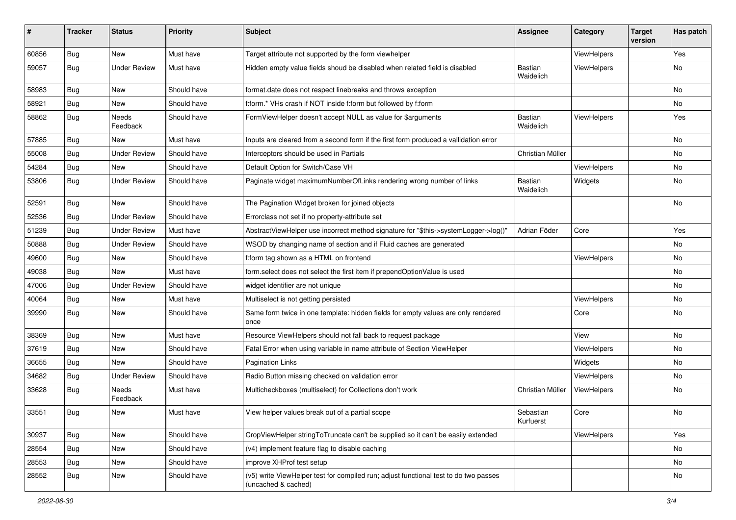| # | Tracker | Status | Priority | Subject | Assignee | Category | Target version | Has patch |
|---|---|---|---|---|---|---|---|---|
| 60856 | Bug | New | Must have | Target attribute not supported by the form viewhelper | | ViewHelpers | | Yes |
| 59057 | Bug | Under Review | Must have | Hidden empty value fields shoud be disabled when related field is disabled | Bastian Waidelich | ViewHelpers | | No |
| 58983 | Bug | New | Should have | format.date does not respect linebreaks and throws exception | | | | No |
| 58921 | Bug | New | Should have | f:form.* VHs crash if NOT inside f:form but followed by f:form | | | | No |
| 58862 | Bug | Needs Feedback | Should have | FormViewHelper doesn't accept NULL as value for $arguments | Bastian Waidelich | ViewHelpers | | Yes |
| 57885 | Bug | New | Must have | Inputs are cleared from a second form if the first form produced a vallidation error | | | | No |
| 55008 | Bug | Under Review | Should have | Interceptors should be used in Partials | Christian Müller | | | No |
| 54284 | Bug | New | Should have | Default Option for Switch/Case VH | | ViewHelpers | | No |
| 53806 | Bug | Under Review | Should have | Paginate widget maximumNumberOfLinks rendering wrong number of links | Bastian Waidelich | Widgets | | No |
| 52591 | Bug | New | Should have | The Pagination Widget broken for joined objects | | | | No |
| 52536 | Bug | Under Review | Should have | Errorclass not set if no property-attribute set | | | | |
| 51239 | Bug | Under Review | Must have | AbstractViewHelper use incorrect method signature for "$this->systemLogger->log()" | Adrian Föder | Core | | Yes |
| 50888 | Bug | Under Review | Should have | WSOD by changing name of section and if Fluid caches are generated | | | | No |
| 49600 | Bug | New | Should have | f:form tag shown as a HTML on frontend | | ViewHelpers | | No |
| 49038 | Bug | New | Must have | form.select does not select the first item if prependOptionValue is used | | | | No |
| 47006 | Bug | Under Review | Should have | widget identifier are not unique | | | | No |
| 40064 | Bug | New | Must have | Multiselect is not getting persisted | | ViewHelpers | | No |
| 39990 | Bug | New | Should have | Same form twice in one template: hidden fields for empty values are only rendered once | | Core | | No |
| 38369 | Bug | New | Must have | Resource ViewHelpers should not fall back to request package | | View | | No |
| 37619 | Bug | New | Should have | Fatal Error when using variable in name attribute of Section ViewHelper | | ViewHelpers | | No |
| 36655 | Bug | New | Should have | Pagination Links | | Widgets | | No |
| 34682 | Bug | Under Review | Should have | Radio Button missing checked on validation error | | ViewHelpers | | No |
| 33628 | Bug | Needs Feedback | Must have | Multicheckboxes (multiselect) for Collections don't work | Christian Müller | ViewHelpers | | No |
| 33551 | Bug | New | Must have | View helper values break out of a partial scope | Sebastian Kurfuerst | Core | | No |
| 30937 | Bug | New | Should have | CropViewHelper stringToTruncate can't be supplied so it can't be easily extended | | ViewHelpers | | Yes |
| 28554 | Bug | New | Should have | (v4) implement feature flag to disable caching | | | | No |
| 28553 | Bug | New | Should have | improve XHProf test setup | | | | No |
| 28552 | Bug | New | Should have | (v5) write ViewHelper test for compiled run; adjust functional test to do two passes (uncached & cached) | | | | No |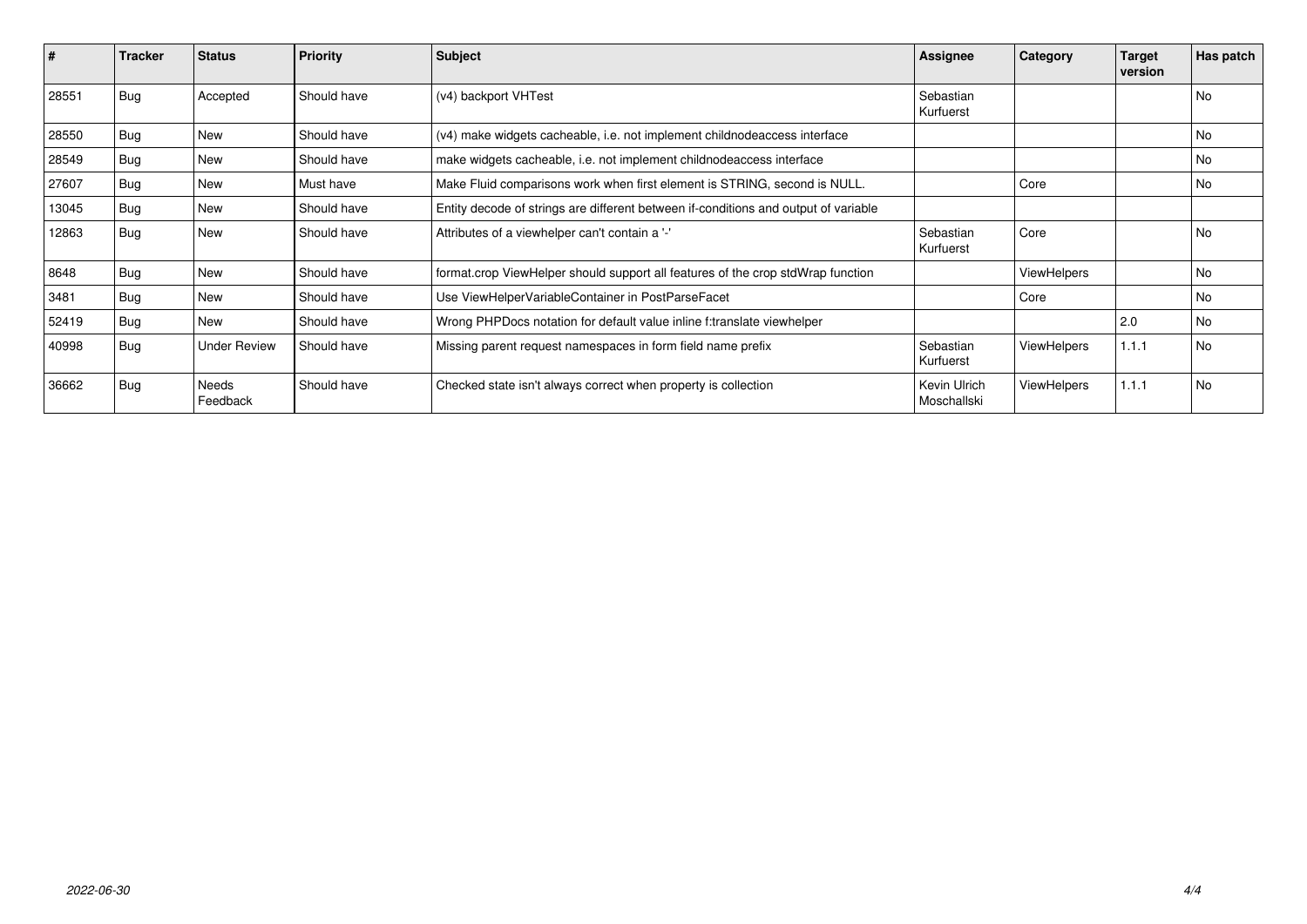| # | Tracker | Status | Priority | Subject | Assignee | Category | Target version | Has patch |
|---|---|---|---|---|---|---|---|---|
| 28551 | Bug | Accepted | Should have | (v4) backport VHTest | Sebastian Kurfuerst | | | No |
| 28550 | Bug | New | Should have | (v4) make widgets cacheable, i.e. not implement childnodeaccess interface | | | | No |
| 28549 | Bug | New | Should have | make widgets cacheable, i.e. not implement childnodeaccess interface | | | | No |
| 27607 | Bug | New | Must have | Make Fluid comparisons work when first element is STRING, second is NULL. | | Core | | No |
| 13045 | Bug | New | Should have | Entity decode of strings are different between if-conditions and output of variable | | | | |
| 12863 | Bug | New | Should have | Attributes of a viewhelper can't contain a '-' | Sebastian Kurfuerst | Core | | No |
| 8648 | Bug | New | Should have | format.crop ViewHelper should support all features of the crop stdWrap function | | ViewHelpers | | No |
| 3481 | Bug | New | Should have | Use ViewHelperVariableContainer in PostParseFacet | | Core | | No |
| 52419 | Bug | New | Should have | Wrong PHPDocs notation for default value inline f:translate viewhelper | | | 2.0 | No |
| 40998 | Bug | Under Review | Should have | Missing parent request namespaces in form field name prefix | Sebastian Kurfuerst | ViewHelpers | 1.1.1 | No |
| 36662 | Bug | Needs Feedback | Should have | Checked state isn't always correct when property is collection | Kevin Ulrich Moschallski | ViewHelpers | 1.1.1 | No |

*2022-06-30*